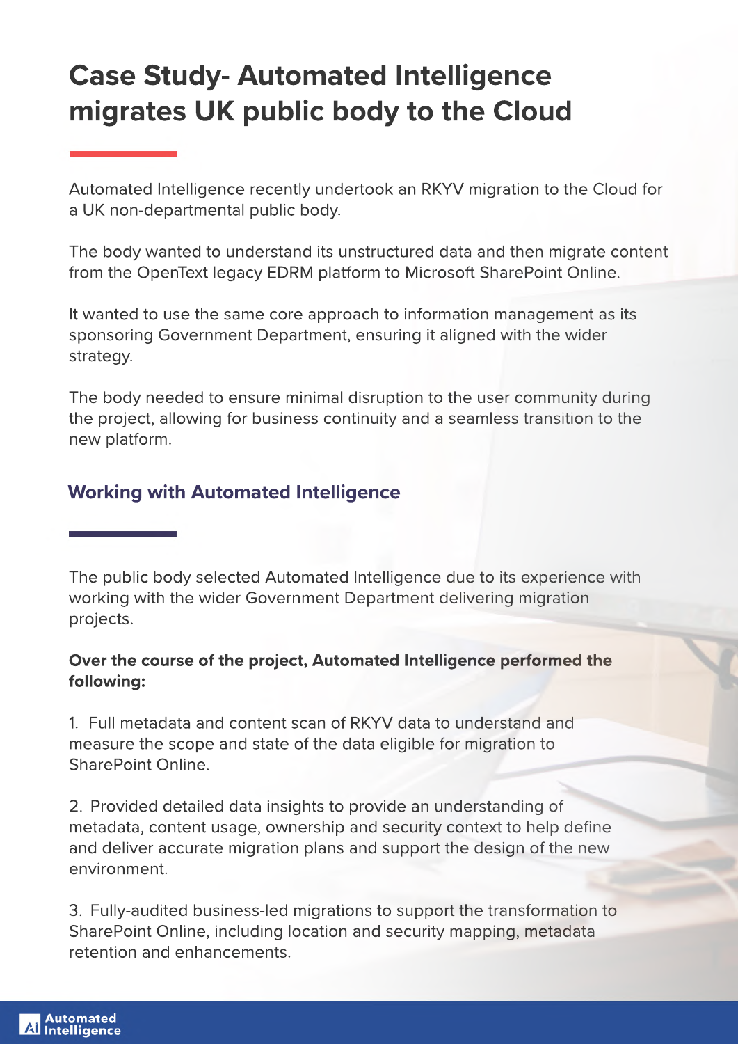# Case Study- Automated Intelligence migrates UK public body to the Cloud

Automated Intelligence recently undertook an RKYV migration to the Cloud for a UK non-departmental public body.

The body wanted to understand its unstructured data and then migrate content from the OpenText legacy EDRM platform to Microsoft SharePoint Online.

It wanted to use the same core approach to information management as its sponsoring Government Department, ensuring it aligned with the wider strategy.

The body needed to ensure minimal disruption to the user community during the project, allowing for business continuity and a seamless transition to the new platform.

## Working with Automated Intelligence

The public body selected Automated Intelligence due to its experience with working with the wider Government Department delivering migration projects.

**Over the course of the project, Automated Intelligence performed the following:**

1. Full metadata and content scan of RKYV data to understand and measure the scope and state of the data eligible for migration to SharePoint Online.

2. Provided detailed data insights to provide an understanding of metadata, content usage, ownership and security context to help define and deliver accurate migration plans and support the design of the new environment.

3. Fully-audited business-led migrations to support the transformation to SharePoint Online, including location and security mapping, metadata retention and enhancements.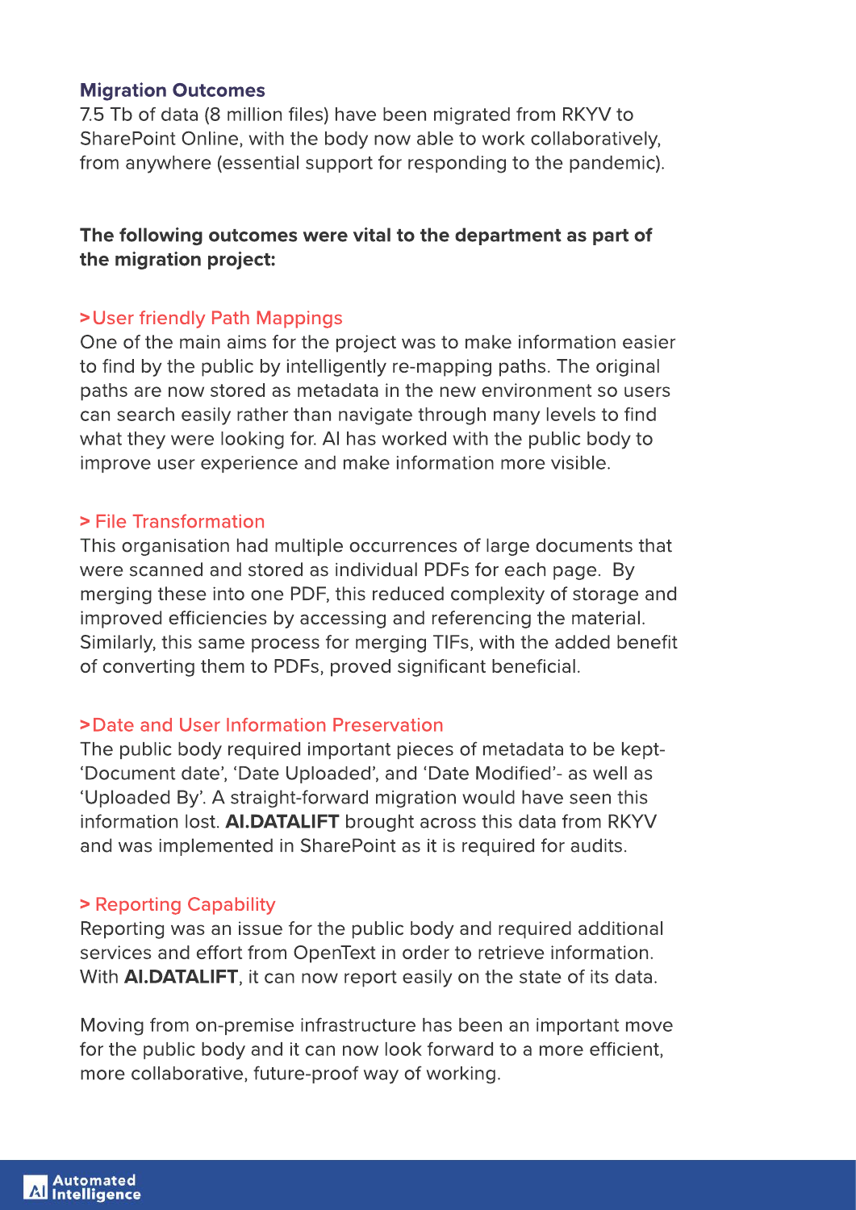## Migration Outcomes

7.5 Tb of data (8 million files) have been migrated from RKYV to SharePoint Online, with the body now able to work collaboratively, from anywhere (essential support for responding to the pandemic).

**The following outcomes were vital to the department as part of the migration project:**

### > User friendly Path Mappings

One of the main aims for the project was to make information easier to find by the public by intelligently re-mapping paths. The original paths are now stored as metadata in the new environment so users can search easily rather than navigate through many levels to find what they were looking for. AI has worked with the public body to improve user experience and make information more visible.

### > File Transformation

This organisation had multiple occurrences of large documents that were scanned and stored as individual PDFs for each page. By merging these into one PDF, this reduced complexity of storage and improved efficiencies by accessing and referencing the material. Similarly, this same process for merging TIFs, with the added benefit of converting them to PDFs, proved significant beneficial.

### > Date and User Information Preservation

The public body required important pieces of metadata to be kept- 'Document date', 'Date Uploaded', and 'Date Modified'- as well as 'Uploaded By'. A straight-forward migration would have seen this information lost. **AI.DATALIFT** brought across this data from RKYV and was implemented in SharePoint as it is required for audits.

### > Reporting Capability

Reporting was an issue for the public body and required additional services and effort from OpenText in order to retrieve information. With **AI.DATALIFT**, it can now report easily on the state of its data.

Moving from on-premise infrastructure has been an important move for the public body and it can now look forward to a more efficient, more collaborative, future-proof way of working.